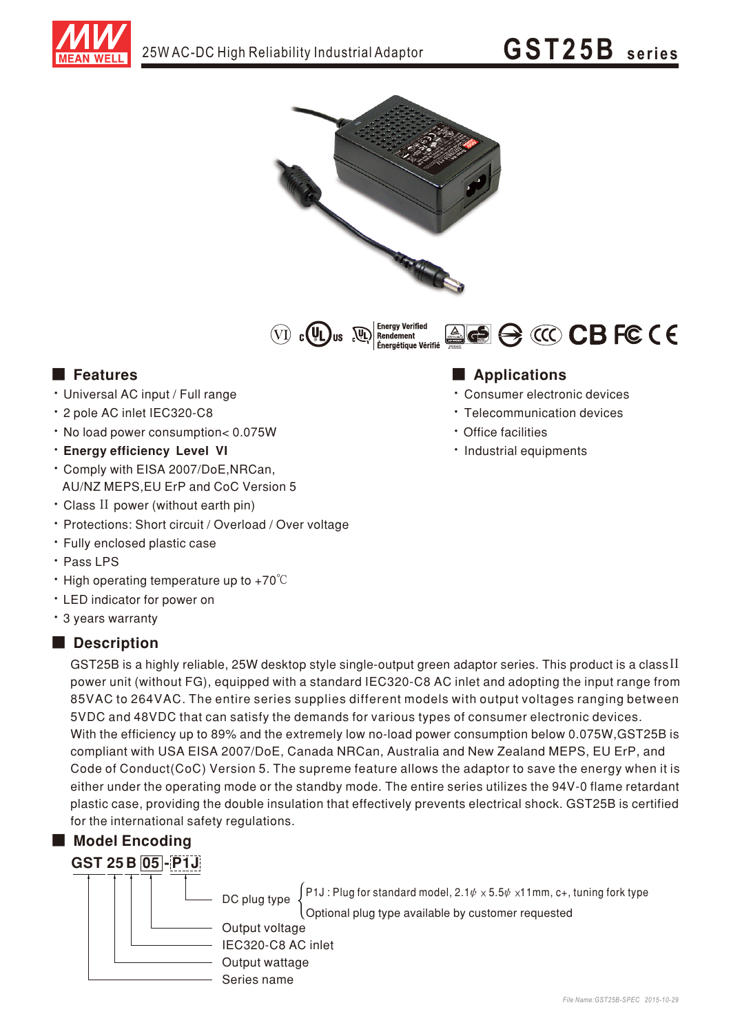# 25W AC-DC High Reliability Industrial Adaptor

# GST25B series

## Features

- Universal AC input / Full range
- 2 pole AC inlet IEC320-C8
- No load power consumption< 0.075W
- **Energy efficiency Level VI**
- Comply with EISA 2007/DoE,NRCan, AU/NZ MEPS,EU ErP and CoC Version 5
- Class II power (without earth pin)
- Protections: Short circuit / Overload / Over voltage
- Fully enclosed plastic case
- Pass LPS
- High operating temperature up to +70℃
- LED indicator for power on
- 3 years warranty

## Applications

- Consumer electronic devices
- Telecommunication devices
- Office facilities
- Industrial equipments

## Description

GST25B is a highly reliable, 25W desktop style single-output green adaptor series. This product is a classII power unit (without FG), equipped with a standard IEC320-C8 AC inlet and adopting the input range from 85VAC to 264VAC. The entire series supplies different models with output voltages ranging between 5VDC and 48VDC that can satisfy the demands for various types of consumer electronic devices.
With the efficiency up to 89% and the extremely low no-load power consumption below 0.075W,GST25B is compliant with USA EISA 2007/DoE, Canada NRCan, Australia and New Zealand MEPS, EU ErP, and Code of Conduct(CoC) Version 5. The supreme feature allows the adaptor to save the energy when it is either under the operating mode or the standby mode. The entire series utilizes the 94V-0 flame retardant plastic case, providing the double insulation that effectively prevents electrical shock. GST25B is certified for the international safety regulations.

## Model Encoding

**GST 25 B 05 - P1J**

- DC plug type
  - P1J : Plug for standard model, 2.1φ x 5.5φ x11mm, c+, tuning fork type
  - Optional plug type available by customer requested
- Output voltage
- IEC320-C8 AC inlet
- Output wattage
- Series name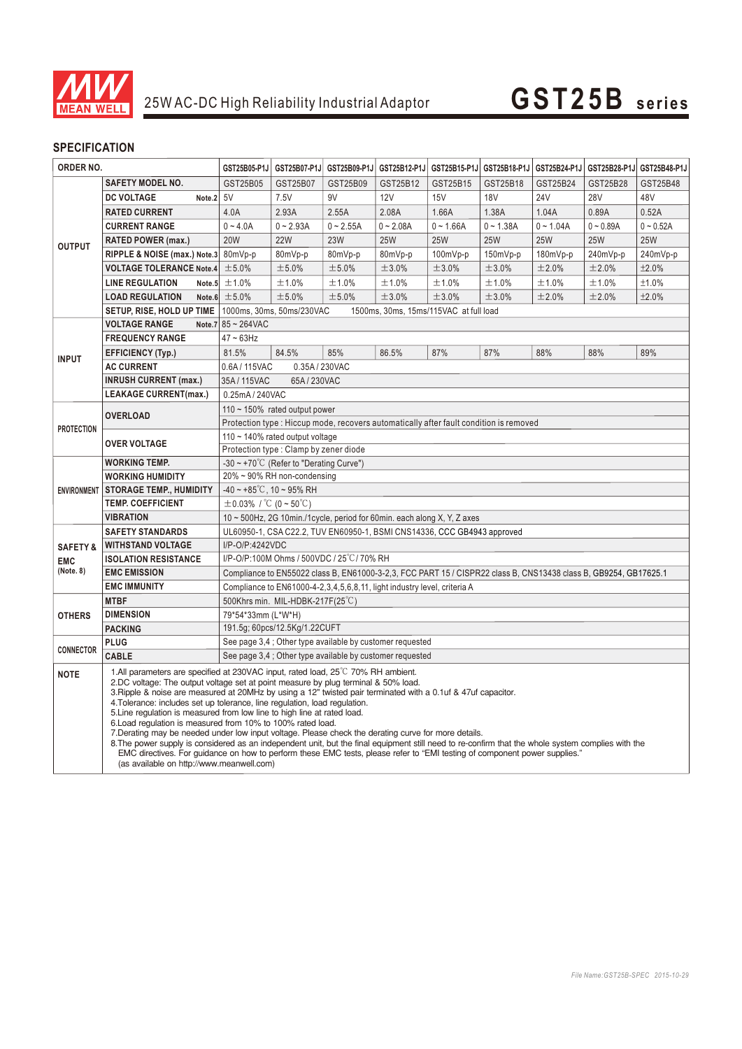25W AC-DC High Reliability Industrial Adaptor

# GST25B series

## SPECIFICATION

| ORDER NO. | | GST25B05-P1J | GST25B07-P1J | GST25B09-P1J | GST25B12-P1J | GST25B15-P1J | GST25B18-P1J | GST25B24-P1J | GST25B28-P1J | GST25B48-P1J |
|---|---|---|---|---|---|---|---|---|---|---|
| OUTPUT | SAFETY MODEL NO. | GST25B05 | GST25B07 | GST25B09 | GST25B12 | GST25B15 | GST25B18 | GST25B24 | GST25B28 | GST25B48 |
| | DC VOLTAGE Note.2 | 5V | 7.5V | 9V | 12V | 15V | 18V | 24V | 28V | 48V |
| | RATED CURRENT | 4.0A | 2.93A | 2.55A | 2.08A | 1.66A | 1.38A | 1.04A | 0.89A | 0.52A |
| | CURRENT RANGE | 0 ~ 4.0A | 0 ~ 2.93A | 0 ~ 2.55A | 0 ~ 2.08A | 0 ~ 1.66A | 0 ~ 1.38A | 0 ~ 1.04A | 0 ~ 0.89A | 0 ~ 0.52A |
| | RATED POWER (max.) | 20W | 22W | 23W | 25W | 25W | 25W | 25W | 25W | 25W |
| | RIPPLE & NOISE (max.) Note.3 | 80mVp-p | 80mVp-p | 80mVp-p | 80mVp-p | 100mVp-p | 150mVp-p | 180mVp-p | 240mVp-p | 240mVp-p |
| | VOLTAGE TOLERANCE Note.4 | ±5.0% | ±5.0% | ±5.0% | ±3.0% | ±3.0% | ±3.0% | ±2.0% | ±2.0% | ±2.0% |
| | LINE REGULATION Note.5 | ±1.0% | ±1.0% | ±1.0% | ±1.0% | ±1.0% | ±1.0% | ±1.0% | ±1.0% | ±1.0% |
| | LOAD REGULATION Note.6 | ±5.0% | ±5.0% | ±5.0% | ±3.0% | ±3.0% | ±3.0% | ±2.0% | ±2.0% | ±2.0% |
| | SETUP, RISE, HOLD UP TIME | 1000ms, 30ms, 50ms/230VAC 1500ms, 30ms, 15ms/115VAC at full load | | | | | | | | |
| INPUT | VOLTAGE RANGE Note.7 | 85 ~ 264VAC | | | | | | | | |
| | FREQUENCY RANGE | 47 ~ 63Hz | | | | | | | | |
| | EFFICIENCY (Typ.) | 81.5% | 84.5% | 85% | 86.5% | 87% | 87% | 88% | 88% | 89% |
| | AC CURRENT | 0.6A / 115VAC 0.35A / 230VAC | | | | | | | | |
| | INRUSH CURRENT (max.) | 35A / 115VAC 65A / 230VAC | | | | | | | | |
| | LEAKAGE CURRENT(max.) | 0.25mA / 240VAC | | | | | | | | |
| PROTECTION | OVERLOAD | 110 ~ 150% rated output power | | | | | | | | |
| | | Protection type : Hiccup mode, recovers automatically after fault condition is removed | | | | | | | | |
| | OVER VOLTAGE | 110 ~ 140% rated output voltage | | | | | | | | |
| | | Protection type : Clamp by zener diode | | | | | | | | |
| ENVIRONMENT | WORKING TEMP. | -30 ~ +70℃ (Refer to "Derating Curve") | | | | | | | | |
| | WORKING HUMIDITY | 20% ~ 90% RH non-condensing | | | | | | | | |
| | STORAGE TEMP., HUMIDITY | -40 ~ +85℃, 10 ~ 95% RH | | | | | | | | |
| | TEMP. COEFFICIENT | ±0.03% / ℃ (0 ~ 50℃) | | | | | | | | |
| | VIBRATION | 10 ~ 500Hz, 2G 10min./1cycle, period for 60min. each along X, Y, Z axes | | | | | | | | |
| SAFETY & EMC (Note. 8) | SAFETY STANDARDS | UL60950-1, CSA C22.2, TUV EN60950-1, BSMI CNS14336, CCC GB4943 approved | | | | | | | | |
| | WITHSTAND VOLTAGE | I/P-O/P:4242VDC | | | | | | | | |
| | ISOLATION RESISTANCE | I/P-O/P:100M Ohms / 500VDC / 25℃ / 70% RH | | | | | | | | |
| | EMC EMISSION | Compliance to EN55022 class B, EN61000-3-2,3, FCC PART 15 / CISPR22 class B, CNS13438 class B, GB9254, GB17625.1 | | | | | | | | |
| | EMC IMMUNITY | Compliance to EN61000-4-2,3,4,5,6,8,11, light industry level, criteria A | | | | | | | | |
| OTHERS | MTBF | 500Khrs min. MIL-HDBK-217F(25℃) | | | | | | | | |
| | DIMENSION | 79*54*33mm (L*W*H) | | | | | | | | |
| | PACKING | 191.5g; 60pcs/12.5Kg/1.22CUFT | | | | | | | | |
| CONNECTOR | PLUG | See page 3,4 ; Other type available by customer requested | | | | | | | | |
| | CABLE | See page 3,4 ; Other type available by customer requested | | | | | | | | |

**NOTE**

1. All parameters are specified at 230VAC input, rated load, 25℃ 70% RH ambient.
2. DC voltage: The output voltage set at point measure by plug terminal & 50% load.
3. Ripple & noise are measured at 20MHz by using a 12" twisted pair terminated with a 0.1uf & 47uf capacitor.
4. Tolerance: includes set up tolerance, line regulation, load regulation.
5. Line regulation is measured from low line to high line at rated load.
6. Load regulation is measured from 10% to 100% rated load.
7. Derating may be needed under low input voltage. Please check the derating curve for more details.
8. The power supply is considered as an independent unit, but the final equipment still need to re-confirm that the whole system complies with the EMC directives. For guidance on how to perform these EMC tests, please refer to "EMI testing of component power supplies." (as available on http://www.meanwell.com)

File Name:GST25B-SPEC 2015-10-29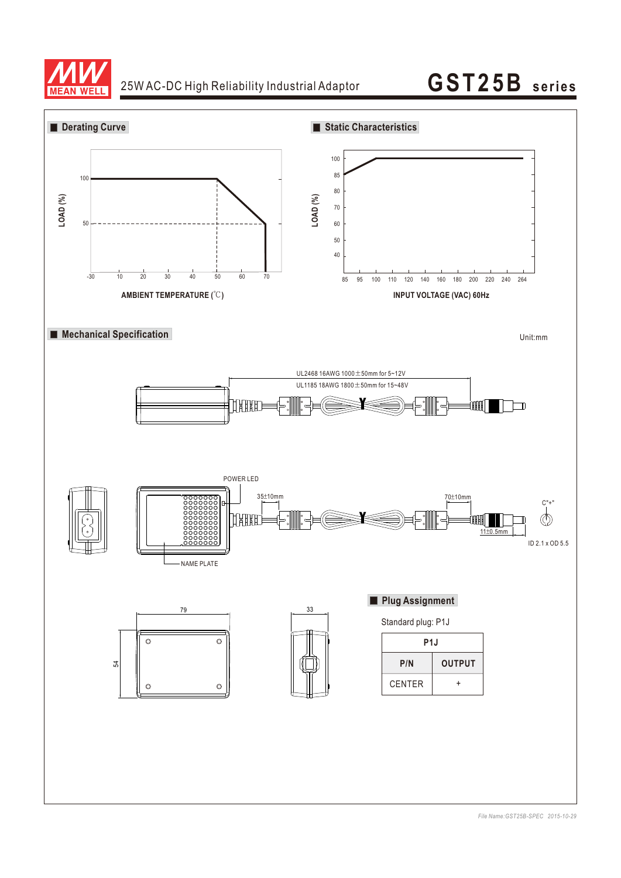## ■ Derating Curve

LOAD (%)

100

50

-30 10 20 30 40 50 60 70

AMBIENT TEMPERATURE (℃)

## ■ Static Characteristics

LOAD (%)

100 85 80 70 60 50 40

85 95 100 110 120 140 160 180 200 220 240 264

INPUT VOLTAGE (VAC) 60Hz

## ■ Mechanical Specification

Unit:mm

UL2468 16AWG 1000±50mm for 5~12V

UL1185 18AWG 1800±50mm for 15~48V

POWER LED

35±10mm

70±10mm

C"+"

11±0.5mm

ID 2.1 x OD 5.5

NAME PLATE

79

54

33

## ■ Plug Assignment

Standard plug: P1J

| P1J | |
|---|---|
| P/N | OUTPUT |
| CENTER | + |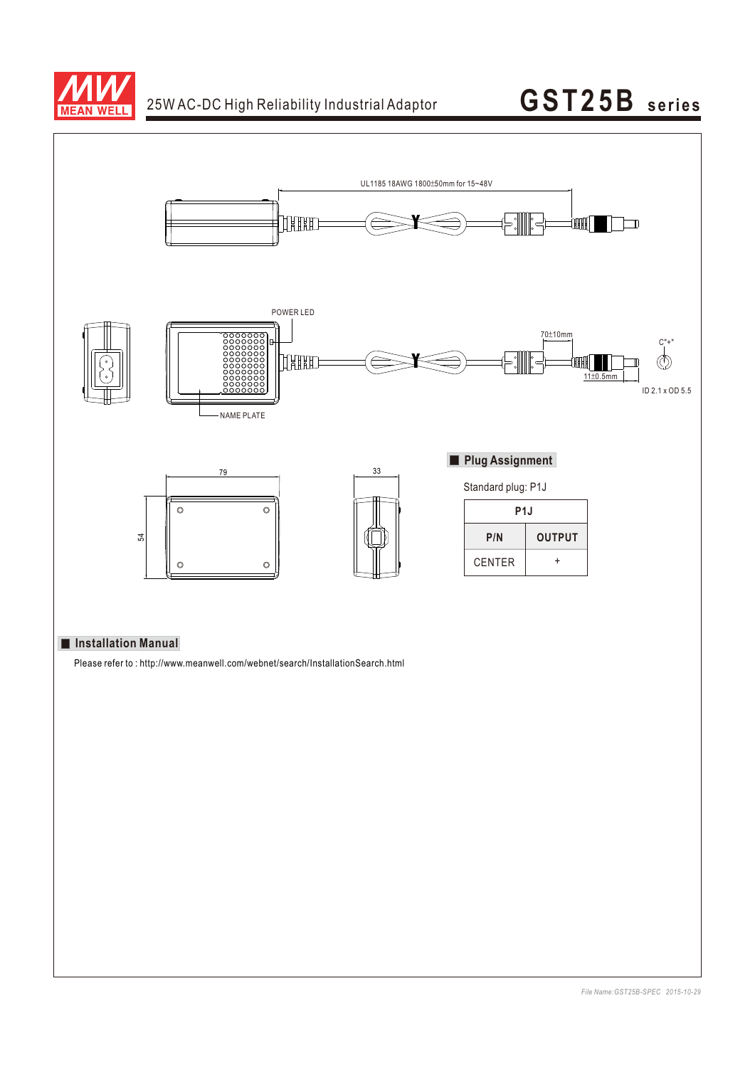25W AC-DC High Reliability Industrial Adaptor

# GST25B series

UL1185 18AWG 1800±50mm for 15~48V

POWER LED

70±10mm

C"+"

11±0.5mm

ID 2.1 x OD 5.5

NAME PLATE

79

54

33

## Plug Assignment

Standard plug: P1J

| P1J | |
|---|---|
| P/N | OUTPUT |
| CENTER | + |

## Installation Manual

Please refer to : http://www.meanwell.com/webnet/search/InstallationSearch.html